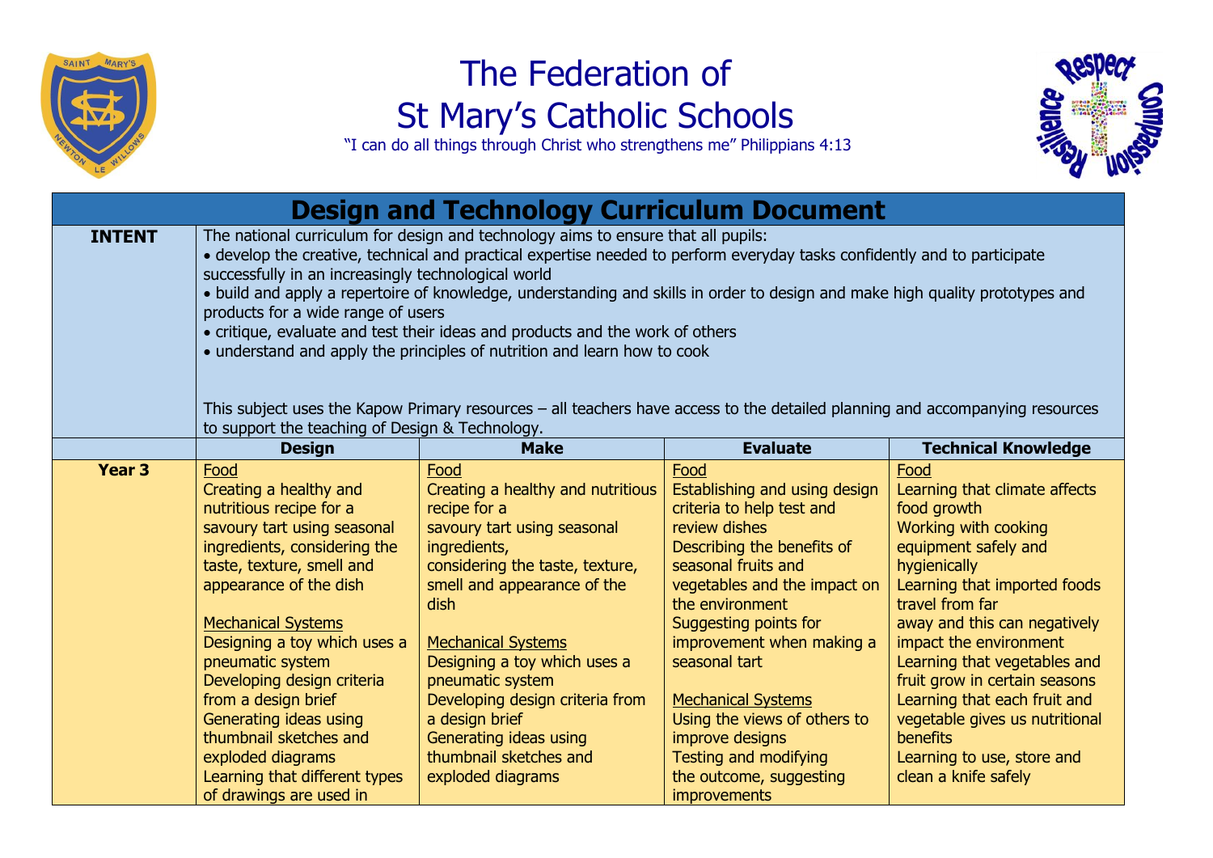# The Federation of St Mary's Catholic Schools

"I can do all things through Christ who strengthens me" Philippians 4:13

## Design and Technology Curriculum Document

| | | | | |
|---|---|---|---|---|
| **INTENT** | The national curriculum for design and technology aims to ensure that all pupils:<br>• develop the creative, technical and practical expertise needed to perform everyday tasks confidently and to participate successfully in an increasingly technological world<br>• build and apply a repertoire of knowledge, understanding and skills in order to design and make high quality prototypes and products for a wide range of users<br>• critique, evaluate and test their ideas and products and the work of others<br>• understand and apply the principles of nutrition and learn how to cook<br><br>This subject uses the Kapow Primary resources – all teachers have access to the detailed planning and accompanying resources to support the teaching of Design & Technology. | | | |
| | **Design** | **Make** | **Evaluate** | **Technical Knowledge** |
| **Year 3** | <u>Food</u><br>Creating a healthy and nutritious recipe for a savoury tart using seasonal ingredients, considering the taste, texture, smell and appearance of the dish<br><br><u>Mechanical Systems</u><br>Designing a toy which uses a pneumatic system<br>Developing design criteria from a design brief<br>Generating ideas using thumbnail sketches and exploded diagrams<br>Learning that different types of drawings are used in | <u>Food</u><br>Creating a healthy and nutritious recipe for a savoury tart using seasonal ingredients, considering the taste, texture, smell and appearance of the dish<br><br><u>Mechanical Systems</u><br>Designing a toy which uses a pneumatic system<br>Developing design criteria from a design brief<br>Generating ideas using thumbnail sketches and exploded diagrams | <u>Food</u><br>Establishing and using design criteria to help test and review dishes<br>Describing the benefits of seasonal fruits and vegetables and the impact on the environment<br>Suggesting points for improvement when making a seasonal tart<br><br><u>Mechanical Systems</u><br>Using the views of others to improve designs<br>Testing and modifying the outcome, suggesting improvements | <u>Food</u><br>Learning that climate affects food growth<br>Working with cooking equipment safely and hygienically<br>Learning that imported foods travel from far away and this can negatively impact the environment<br>Learning that vegetables and fruit grow in certain seasons<br>Learning that each fruit and vegetable gives us nutritional benefits<br>Learning to use, store and clean a knife safely |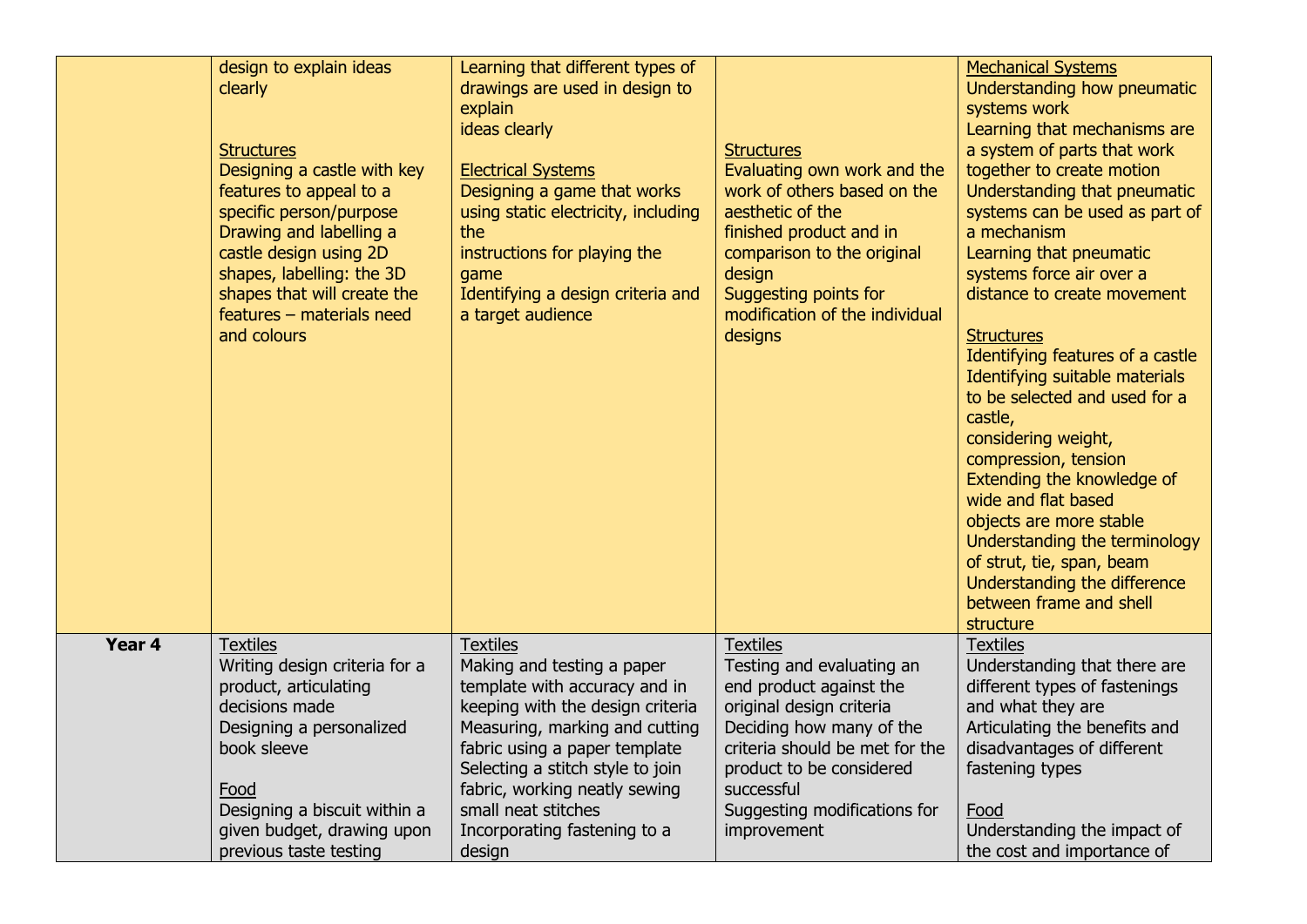| | | | | |
|---|---|---|---|---|
| | design to explain ideas clearly<br><br><u>Structures</u><br>Designing a castle with key features to appeal to a specific person/purpose<br>Drawing and labelling a castle design using 2D shapes, labelling: the 3D shapes that will create the features – materials need and colours | Learning that different types of drawings are used in design to explain<br>ideas clearly<br><br><u>Electrical Systems</u><br>Designing a game that works using static electricity, including the<br>instructions for playing the game<br>Identifying a design criteria and a target audience | <u>Structures</u><br>Evaluating own work and the work of others based on the aesthetic of the<br>finished product and in comparison to the original design<br>Suggesting points for modification of the individual designs | <u>Mechanical Systems</u><br>Understanding how pneumatic systems work<br>Learning that mechanisms are a system of parts that work together to create motion<br>Understanding that pneumatic systems can be used as part of a mechanism<br>Learning that pneumatic systems force air over a distance to create movement<br><br><u>Structures</u><br>Identifying features of a castle<br>Identifying suitable materials to be selected and used for a castle,<br>considering weight, compression, tension<br>Extending the knowledge of wide and flat based<br>objects are more stable<br>Understanding the terminology of strut, tie, span, beam<br>Understanding the difference between frame and shell structure |
| **Year 4** | <u>Textiles</u><br>Writing design criteria for a product, articulating decisions made<br>Designing a personalized book sleeve<br><br><u>Food</u><br>Designing a biscuit within a given budget, drawing upon previous taste testing | <u>Textiles</u><br>Making and testing a paper template with accuracy and in keeping with the design criteria<br>Measuring, marking and cutting fabric using a paper template<br>Selecting a stitch style to join fabric, working neatly sewing small neat stitches<br>Incorporating fastening to a design | <u>Textiles</u><br>Testing and evaluating an end product against the original design criteria<br>Deciding how many of the criteria should be met for the product to be considered successful<br>Suggesting modifications for improvement | <u>Textiles</u><br>Understanding that there are different types of fastenings and what they are<br>Articulating the benefits and disadvantages of different fastening types<br><br><u>Food</u><br>Understanding the impact of the cost and importance of |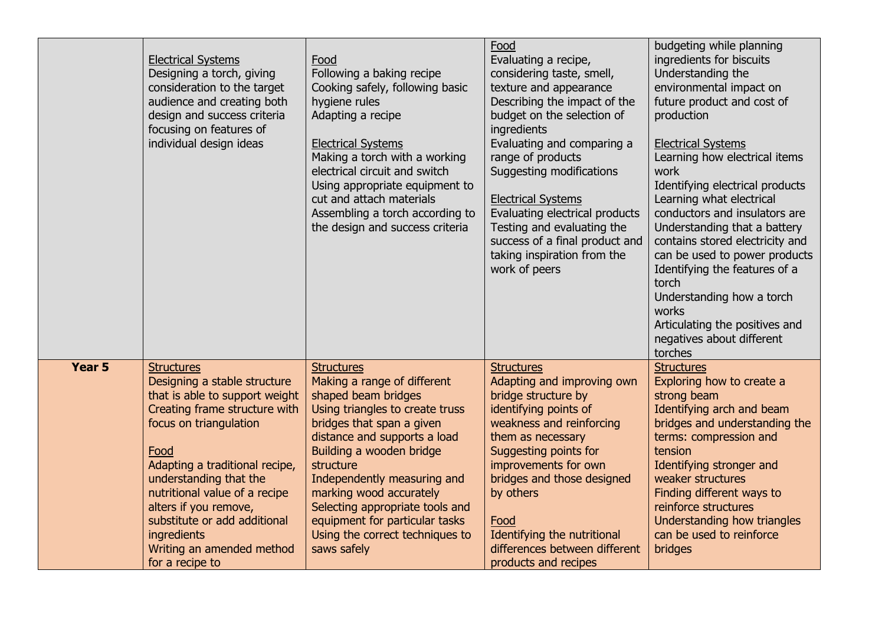| | | | | |
|---|---|---|---|---|
| | Electrical Systems<br>Designing a torch, giving consideration to the target audience and creating both design and success criteria focusing on features of individual design ideas | Food<br>Following a baking recipe<br>Cooking safely, following basic hygiene rules<br>Adapting a recipe<br><br>Electrical Systems<br>Making a torch with a working electrical circuit and switch<br>Using appropriate equipment to cut and attach materials<br>Assembling a torch according to the design and success criteria | Food<br>Evaluating a recipe, considering taste, smell, texture and appearance<br>Describing the impact of the budget on the selection of ingredients<br>Evaluating and comparing a range of products<br>Suggesting modifications<br><br>Electrical Systems<br>Evaluating electrical products<br>Testing and evaluating the success of a final product and taking inspiration from the work of peers | budgeting while planning ingredients for biscuits<br>Understanding the environmental impact on future product and cost of production<br><br>Electrical Systems<br>Learning how electrical items work<br>Identifying electrical products<br>Learning what electrical conductors and insulators are<br>Understanding that a battery contains stored electricity and can be used to power products<br>Identifying the features of a torch<br>Understanding how a torch works<br>Articulating the positives and negatives about different torches |
| **Year 5** | Structures<br>Designing a stable structure that is able to support weight<br>Creating frame structure with focus on triangulation<br><br>Food<br>Adapting a traditional recipe, understanding that the nutritional value of a recipe alters if you remove, substitute or add additional ingredients<br>Writing an amended method for a recipe to | Structures<br>Making a range of different shaped beam bridges<br>Using triangles to create truss bridges that span a given distance and supports a load<br>Building a wooden bridge structure<br>Independently measuring and marking wood accurately<br>Selecting appropriate tools and equipment for particular tasks<br>Using the correct techniques to saws safely | Structures<br>Adapting and improving own bridge structure by identifying points of weakness and reinforcing them as necessary<br>Suggesting points for improvements for own bridges and those designed by others<br><br>Food<br>Identifying the nutritional differences between different products and recipes | Structures<br>Exploring how to create a strong beam<br>Identifying arch and beam bridges and understanding the terms: compression and tension<br>Identifying stronger and weaker structures<br>Finding different ways to reinforce structures<br>Understanding how triangles can be used to reinforce bridges |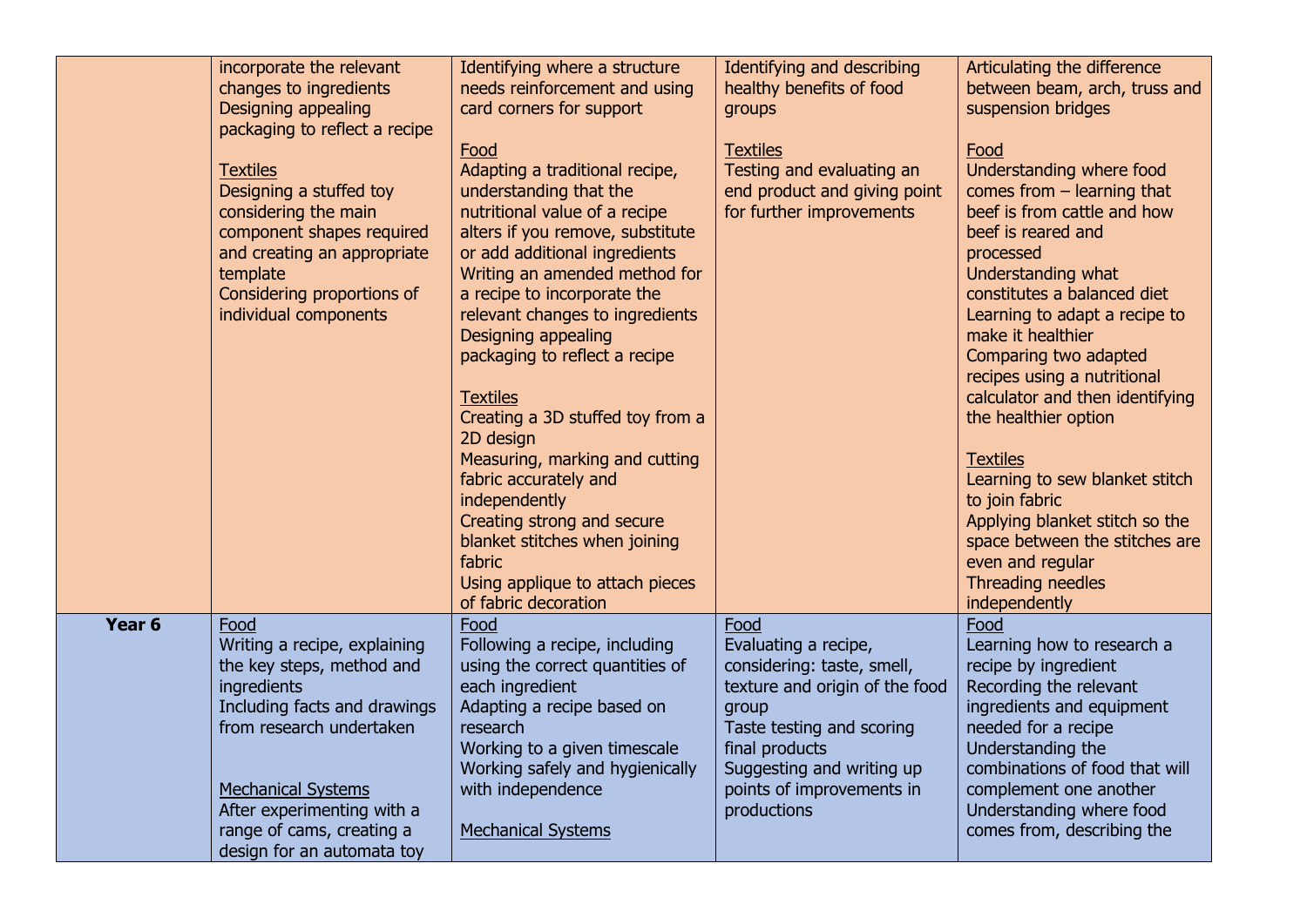| | | | | |
|---|---|---|---|---|
| | incorporate the relevant changes to ingredients<br>Designing appealing packaging to reflect a recipe<br><br>Textiles<br>Designing a stuffed toy considering the main component shapes required and creating an appropriate template<br>Considering proportions of individual components | Identifying where a structure needs reinforcement and using card corners for support<br><br>Food<br>Adapting a traditional recipe, understanding that the nutritional value of a recipe alters if you remove, substitute or add additional ingredients<br>Writing an amended method for a recipe to incorporate the relevant changes to ingredients<br>Designing appealing packaging to reflect a recipe<br><br>Textiles<br>Creating a 3D stuffed toy from a 2D design<br>Measuring, marking and cutting fabric accurately and independently<br>Creating strong and secure blanket stitches when joining fabric<br>Using applique to attach pieces of fabric decoration | Identifying and describing healthy benefits of food groups<br><br>Textiles<br>Testing and evaluating an end product and giving point for further improvements | Articulating the difference between beam, arch, truss and suspension bridges<br><br>Food<br>Understanding where food comes from – learning that beef is from cattle and how beef is reared and processed<br>Understanding what constitutes a balanced diet<br>Learning to adapt a recipe to make it healthier<br>Comparing two adapted recipes using a nutritional calculator and then identifying the healthier option<br><br>Textiles<br>Learning to sew blanket stitch to join fabric<br>Applying blanket stitch so the space between the stitches are even and regular<br>Threading needles independently |
| **Year 6** | Food<br>Writing a recipe, explaining the key steps, method and ingredients<br>Including facts and drawings from research undertaken<br><br>Mechanical Systems<br>After experimenting with a range of cams, creating a design for an automata toy | Food<br>Following a recipe, including using the correct quantities of each ingredient<br>Adapting a recipe based on research<br>Working to a given timescale<br>Working safely and hygienically with independence<br><br>Mechanical Systems | Food<br>Evaluating a recipe, considering: taste, smell, texture and origin of the food group<br>Taste testing and scoring final products<br>Suggesting and writing up points of improvements in productions | Food<br>Learning how to research a recipe by ingredient<br>Recording the relevant ingredients and equipment needed for a recipe<br>Understanding the combinations of food that will complement one another<br>Understanding where food comes from, describing the |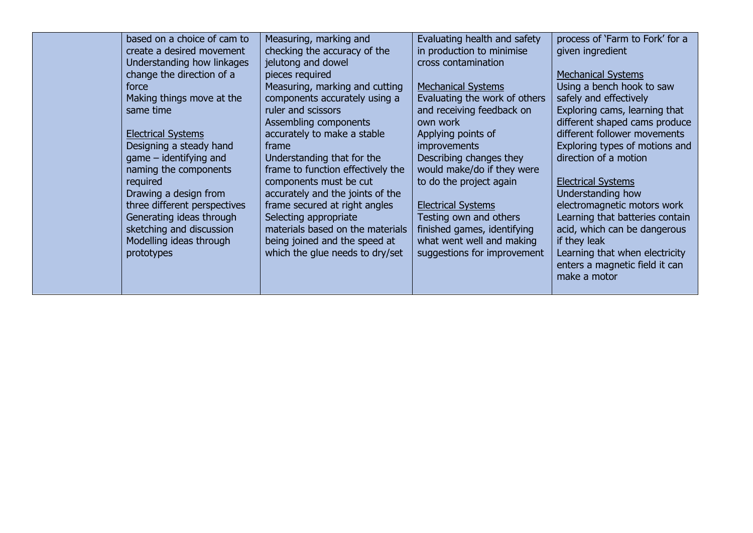| | | | | |
|---|---|---|---|---|
| | based on a choice of cam to create a desired movement<br>Understanding how linkages change the direction of a force<br>Making things move at the same time<br><br><u>Electrical Systems</u><br>Designing a steady hand game – identifying and naming the components required<br>Drawing a design from three different perspectives<br>Generating ideas through sketching and discussion<br>Modelling ideas through prototypes | Measuring, marking and checking the accuracy of the jelutong and dowel pieces required<br>Measuring, marking and cutting components accurately using a ruler and scissors<br>Assembling components accurately to make a stable frame<br>Understanding that for the frame to function effectively the components must be cut accurately and the joints of the frame secured at right angles<br>Selecting appropriate materials based on the materials being joined and the speed at which the glue needs to dry/set | Evaluating health and safety in production to minimise cross contamination<br><br><u>Mechanical Systems</u><br>Evaluating the work of others and receiving feedback on own work<br>Applying points of improvements<br>Describing changes they would make/do if they were to do the project again<br><br><u>Electrical Systems</u><br>Testing own and others finished games, identifying what went well and making suggestions for improvement | process of 'Farm to Fork' for a given ingredient<br><br><u>Mechanical Systems</u><br>Using a bench hook to saw safely and effectively<br>Exploring cams, learning that different shaped cams produce different follower movements<br>Exploring types of motions and direction of a motion<br><br><u>Electrical Systems</u><br>Understanding how electromagnetic motors work<br>Learning that batteries contain acid, which can be dangerous if they leak<br>Learning that when electricity enters a magnetic field it can make a motor |